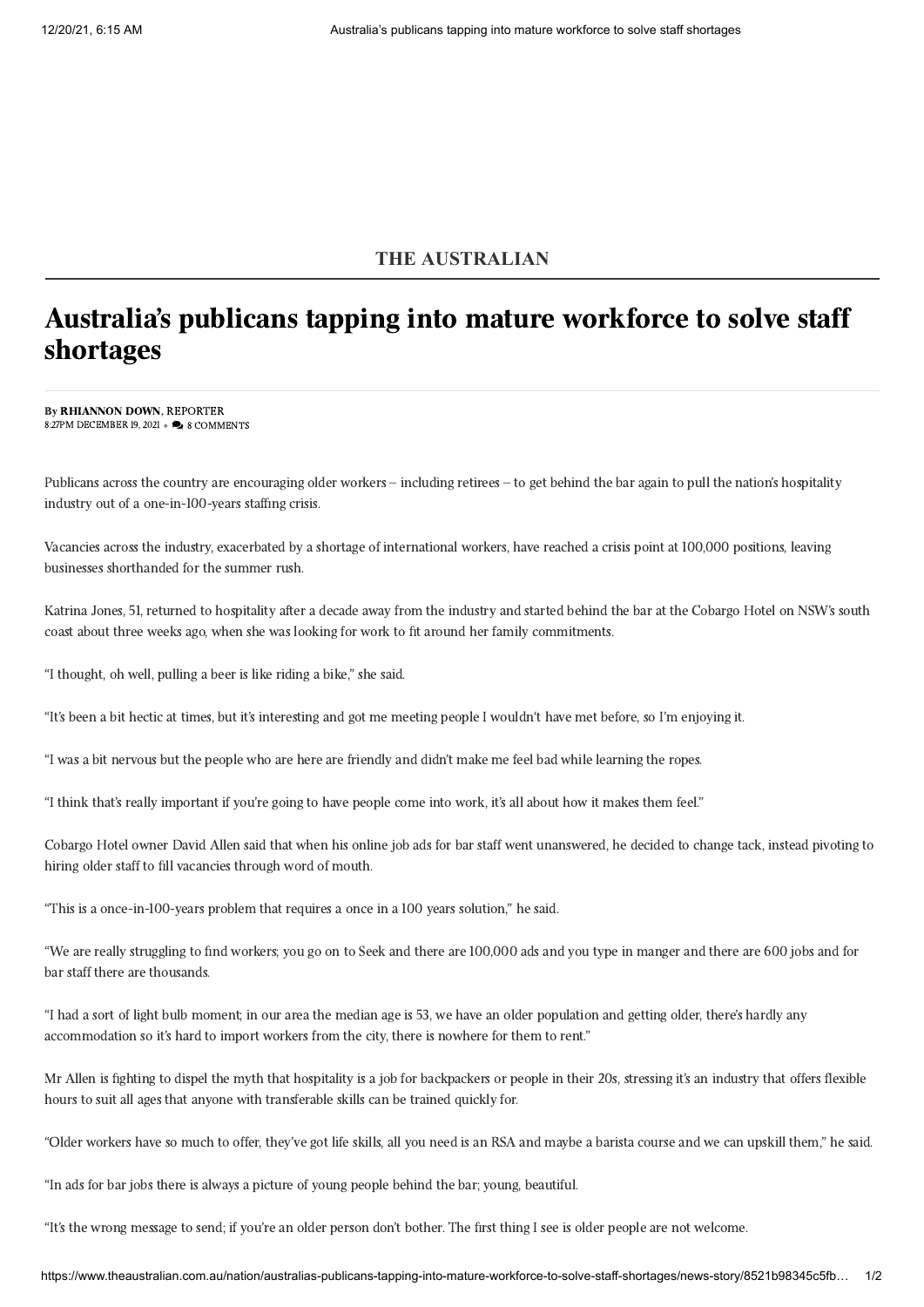THE AUSTRALIAN

# Australia's publicans tapping into mature workforce to solve staff shortages

By **RHIANNON DOWN**, REPORTER
8:27PM DECEMBER 19, 2021 • 8 COMMENTS

Publicans across the country are encouraging older workers – including retirees – to get behind the bar again to pull the nation's hospitality industry out of a one-in-100-years staffing crisis.

Vacancies across the industry, exacerbated by a shortage of international workers, have reached a crisis point at 100,000 positions, leaving businesses shorthanded for the summer rush.

Katrina Jones, 51, returned to hospitality after a decade away from the industry and started behind the bar at the Cobargo Hotel on NSW's south coast about three weeks ago, when she was looking for work to fit around her family commitments.

"I thought, oh well, pulling a beer is like riding a bike," she said.

"It's been a bit hectic at times, but it's interesting and got me meeting people I wouldn't have met before, so I'm enjoying it.

"I was a bit nervous but the people who are here are friendly and didn't make me feel bad while learning the ropes.

"I think that's really important if you're going to have people come into work, it's all about how it makes them feel."

Cobargo Hotel owner David Allen said that when his online job ads for bar staff went unanswered, he decided to change tack, instead pivoting to hiring older staff to fill vacancies through word of mouth.

"This is a once-in-100-years problem that requires a once in a 100 years solution," he said.

"We are really struggling to find workers; you go on to Seek and there are 100,000 ads and you type in manger and there are 600 jobs and for bar staff there are thousands.

"I had a sort of light bulb moment; in our area the median age is 53, we have an older population and getting older, there's hardly any accommodation so it's hard to import workers from the city, there is nowhere for them to rent."

Mr Allen is fighting to dispel the myth that hospitality is a job for backpackers or people in their 20s, stressing it's an industry that offers flexible hours to suit all ages that anyone with transferable skills can be trained quickly for.

"Older workers have so much to offer, they've got life skills, all you need is an RSA and maybe a barista course and we can upskill them," he said.

"In ads for bar jobs there is always a picture of young people behind the bar; young, beautiful.

"It's the wrong message to send; if you're an older person don't bother. The first thing I see is older people are not welcome.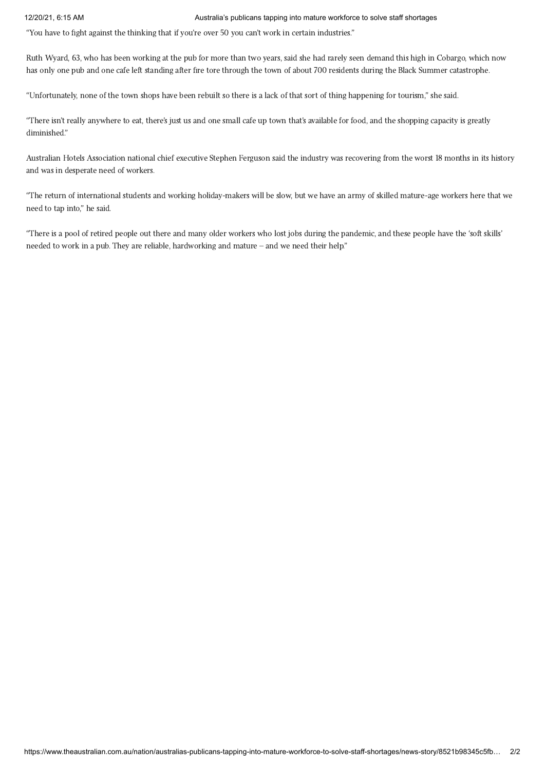"You have to fight against the thinking that if you're over 50 you can't work in certain industries."

Ruth Wyard, 63, who has been working at the pub for more than two years, said she had rarely seen demand this high in Cobargo, which now has only one pub and one cafe left standing after fire tore through the town of about 700 residents during the Black Summer catastrophe.

"Unfortunately, none of the town shops have been rebuilt so there is a lack of that sort of thing happening for tourism," she said.

"There isn't really anywhere to eat, there's just us and one small cafe up town that's available for food, and the shopping capacity is greatly diminished."

Australian Hotels Association national chief executive Stephen Ferguson said the industry was recovering from the worst 18 months in its history and was in desperate need of workers.

"The return of international students and working holiday-makers will be slow, but we have an army of skilled mature-age workers here that we need to tap into," he said.

"There is a pool of retired people out there and many older workers who lost jobs during the pandemic, and these people have the 'soft skills' needed to work in a pub. They are reliable, hardworking and mature – and we need their help."